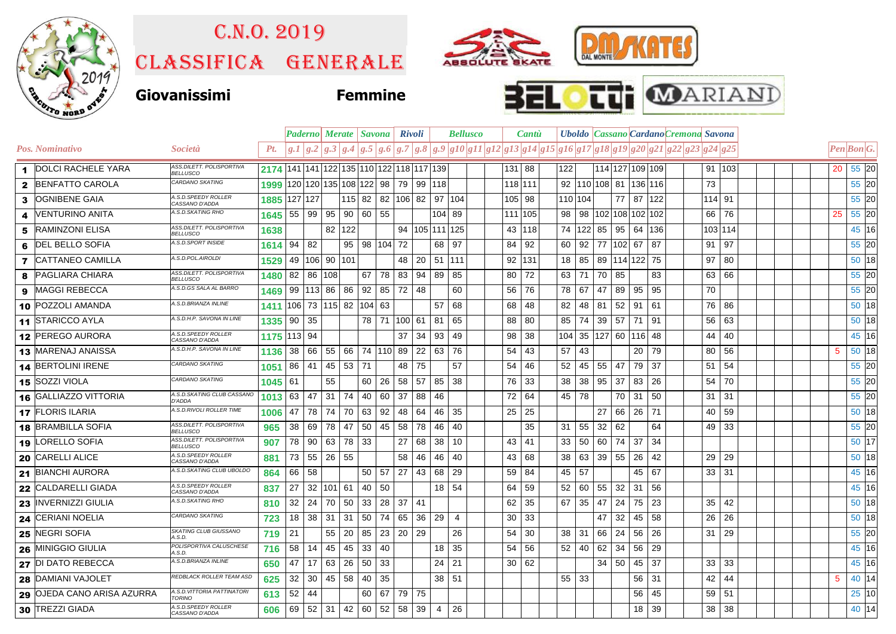# C.N.O. 2019

## Classifica Generale

**Giovanissimi** **Femmine**

| Pos. | Nominativo | Società | Pt. | Paderno | | Merate | | Savona | | Rivoli | | Bellusco | | | | Cantù | | | Uboldo | Cassano | | Cardano | | Cremona | | | Savona | | Pen | Bon | G. |
|---|---|---|---|---|---|---|---|---|---|---|---|---|---|---|---|---|---|---|---|---|---|---|---|---|---|---|---|---|---|---|---|
| | | | | g.1 | g.2 | g.3 | g.4 | g.5 | g.6 | g.7 | g.8 | g.9 | g10 | g11 | g12 | g13 | g14 | g15 | g16 | g17 | g18 | g19 | g20 | g21 | g22 | g23 | g24 | g25 | | | |
| 1 | DOLCI RACHELE YARA | ASS.DILETT. POLISPORTIVA BELLUSCO | 2174 | 141 | 141 | 122 | 135 | 110 | 122 | 118 | 117 | 139 | | | | 131 | 88 | | 122 | | 114 | 127 | 109 | 109 | | | 91 | 103 | 20 | 55 | 20 |
| 2 | BENFATTO CAROLA | CARDANO SKATING | 1999 | 120 | 120 | 135 | 108 | 122 | 98 | 79 | 99 | 118 | | | | 118 | 111 | | 92 | 110 | 108 | 81 | 136 | 116 | | | 73 | | | 55 | 20 |
| 3 | OGNIBENE GAIA | A.S.D.SPEEDY ROLLER CASSANO D'ADDA | 1885 | 127 | 127 | | 115 | 82 | 82 | 106 | 82 | 97 | 104 | | | 105 | 98 | | 110 | 104 | | 77 | 87 | 122 | | | 114 | 91 | | 55 | 20 |
| 4 | VENTURINO ANITA | A.S.D.SKATING RHO | 1645 | 55 | 99 | 95 | 90 | 60 | 55 | | | 104 | 89 | | | 111 | 105 | | 98 | 98 | 102 | 108 | 102 | 102 | | | 66 | 76 | 25 | 55 | 20 |
| 5 | RAMINZONI ELISA | ASS.DILETT. POLISPORTIVA BELLUSCO | 1638 | | | 82 | 122 | | | 94 | 105 | 111 | 125 | | | 43 | 118 | | 74 | 122 | 85 | 95 | 64 | 136 | | | 103 | 114 | | 45 | 16 |
| 6 | DEL BELLO SOFIA | A.S.D.SPORT INSIDE | 1614 | 94 | 82 | | 95 | 98 | 104 | 72 | | 68 | 97 | | | 84 | 92 | | 60 | 92 | 77 | 102 | 67 | 87 | | | 91 | 97 | | 55 | 20 |
| 7 | CATTANEO CAMILLA | A.S.D.POL.AIROLDI | 1529 | 49 | 106 | 90 | 101 | | | 48 | 20 | 51 | 111 | | | 92 | 131 | | 18 | 85 | 89 | 114 | 122 | 75 | | | 97 | 80 | | 50 | 18 |
| 8 | PAGLIARA CHIARA | ASS.DILETT. POLISPORTIVA BELLUSCO | 1480 | 82 | 86 | 108 | | 67 | 78 | 83 | 94 | 89 | 85 | | | 80 | 72 | | 63 | 71 | 70 | 85 | | 83 | | | 63 | 66 | | 55 | 20 |
| 9 | MAGGI REBECCA | A.S.D.GS SALA AL BARRO | 1469 | 99 | 113 | 86 | 86 | 92 | 85 | 72 | 48 | | 60 | | | 56 | 76 | | 78 | 67 | 47 | 89 | 95 | 95 | | | 70 | | | 55 | 20 |
| 10 | POZZOLI AMANDA | A.S.D.BRIANZA INLINE | 1411 | 106 | 73 | 115 | 82 | 104 | 63 | | | 57 | 68 | | | 68 | 48 | | 82 | 48 | 81 | 52 | 91 | 61 | | | 76 | 86 | | 50 | 18 |
| 11 | STARICCO AYLA | A.S.D.H.P. SAVONA IN LINE | 1335 | 90 | 35 | | | 78 | 71 | 100 | 61 | 81 | 65 | | | 88 | 80 | | 85 | 74 | 39 | 57 | 71 | 91 | | | 56 | 63 | | 50 | 18 |
| 12 | PEREGO AURORA | A.S.D.SPEEDY ROLLER CASSANO D'ADDA | 1175 | 113 | 94 | | | | | 37 | 34 | 93 | 49 | | | 98 | 38 | | 104 | 35 | 127 | 60 | 116 | 48 | | | 44 | 40 | | 45 | 16 |
| 13 | MARENAJ ANAISSA | A.S.D.H.P. SAVONA IN LINE | 1136 | 38 | 66 | 55 | 66 | 74 | 110 | 89 | 22 | 63 | 76 | | | 54 | 43 | | 57 | 43 | | | 20 | 79 | | | 80 | 56 | 5 | 50 | 18 |
| 14 | BERTOLINI IRENE | CARDANO SKATING | 1051 | 86 | 41 | 45 | 53 | 71 | | 48 | 75 | | 57 | | | 54 | 46 | | 52 | 45 | 55 | 47 | 79 | 37 | | | 51 | 54 | | 55 | 20 |
| 15 | SOZZI VIOLA | CARDANO SKATING | 1045 | 61 | | 55 | | 60 | 26 | 58 | 57 | 85 | 38 | | | 76 | 33 | | 38 | 38 | 95 | 37 | 83 | 26 | | | 54 | 70 | | 55 | 20 |
| 16 | GALLIAZZO VITTORIA | A.S.D.SKATING CLUB CASSANO D'ADDA | 1013 | 63 | 47 | 31 | 74 | 40 | 60 | 37 | 88 | 46 | | | | 72 | 64 | | 45 | 78 | | 70 | 31 | 50 | | | 31 | 31 | | 55 | 20 |
| 17 | FLORIS ILARIA | A.S.D.RIVOLI ROLLER TIME | 1006 | 47 | 78 | 74 | 70 | 63 | 92 | 48 | 64 | 46 | 35 | | | 25 | 25 | | | | 27 | 66 | 26 | 71 | | | 40 | 59 | | 50 | 18 |
| 18 | BRAMBILLA SOFIA | ASS.DILETT. POLISPORTIVA BELLUSCO | 965 | 38 | 69 | 78 | 47 | 50 | 45 | 58 | 78 | 46 | 40 | | | | 35 | | 31 | 55 | 32 | 62 | | 64 | | | 49 | 33 | | 55 | 20 |
| 19 | LORELLO SOFIA | ASS.DILETT. POLISPORTIVA BELLUSCO | 907 | 78 | 90 | 63 | 78 | 33 | | 27 | 68 | 38 | 10 | | | 43 | 41 | | 33 | 50 | 60 | 74 | 37 | 34 | | | | | | 50 | 17 |
| 20 | CARELLI ALICE | A.S.D.SPEEDY ROLLER CASSANO D'ADDA | 881 | 73 | 55 | 26 | 55 | | | 58 | 46 | 46 | 40 | | | 43 | 68 | | 38 | 63 | 39 | 55 | 26 | 42 | | | 29 | 29 | | 50 | 18 |
| 21 | BIANCHI AURORA | A.S.D.SKATING CLUB UBOLDO | 864 | 66 | 58 | | | 50 | 57 | 27 | 43 | 68 | 29 | | | 59 | 84 | | 45 | 57 | | | 45 | 67 | | | 33 | 31 | | 45 | 16 |
| 22 | CALDARELLI GIADA | A.S.D.SPEEDY ROLLER CASSANO D'ADDA | 837 | 27 | 32 | 101 | 61 | 40 | 50 | | | 18 | 54 | | | 64 | 59 | | 52 | 60 | 55 | 32 | 31 | 56 | | | | | | 45 | 16 |
| 23 | INVERNIZZI GIULIA | A.S.D.SKATING RHO | 810 | 32 | 24 | 70 | 50 | 33 | 28 | 37 | 41 | | | | | 62 | 35 | | 67 | 35 | 47 | 24 | 75 | 23 | | | 35 | 42 | | 50 | 18 |
| 24 | CERIANI NOELIA | CARDANO SKATING | 723 | 18 | 38 | 31 | 31 | 50 | 74 | 65 | 36 | 29 | 4 | | | 30 | 33 | | | | 47 | 32 | 45 | 58 | | | 26 | 26 | | 50 | 18 |
| 25 | NEGRI SOFIA | SKATING CLUB GIUSSANO A.S.D. | 719 | 21 | | 55 | 20 | 85 | 23 | 20 | 29 | | 26 | | | 54 | 30 | | 38 | 31 | 66 | 24 | 56 | 26 | | | 31 | 29 | | 55 | 20 |
| 26 | MINIGGIO GIULIA | POLISPORTIVA CALUSCHESE A.S.D. | 716 | 58 | 14 | 45 | 45 | 33 | 40 | | | 18 | 35 | | | 54 | 56 | | 52 | 40 | 62 | 34 | 56 | 29 | | | | | | 45 | 16 |
| 27 | DI DATO REBECCA | A.S.D.BRIANZA INLINE | 650 | 47 | 17 | 63 | 26 | 50 | 33 | | | 24 | 21 | | | 30 | 62 | | | | 34 | 50 | 45 | 37 | | | 33 | 33 | | 45 | 16 |
| 28 | DAMIANI VAJOLET | REDBLACK ROLLER TEAM ASD | 625 | 32 | 30 | 45 | 58 | 40 | 35 | | | 38 | 51 | | | | | | 55 | 33 | | | 56 | 31 | | | 42 | 44 | 5 | 40 | 14 |
| 29 | OJEDA CANO ARISA AZURRA | A.S.D.VITTORIA PATTINATORI TORINO | 613 | 52 | 44 | | | 60 | 67 | 79 | 75 | | | | | | | | | | | | 56 | 45 | | | 59 | 51 | | 25 | 10 |
| 30 | TREZZI GIADA | A.S.D.SPEEDY ROLLER CASSANO D'ADDA | 606 | 69 | 52 | 31 | 42 | 60 | 52 | 58 | 39 | 4 | 26 | | | | | | | | | | 18 | 39 | | | 38 | 38 | | 40 | 14 |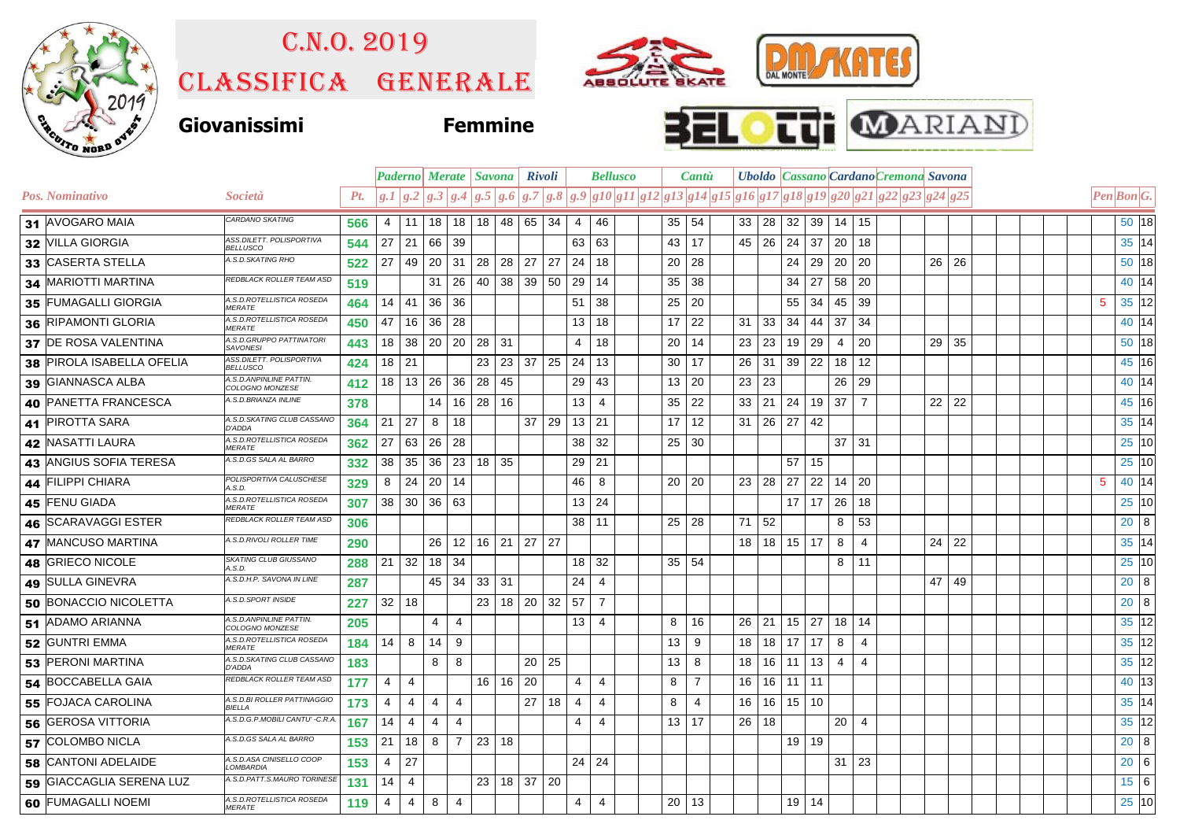# C.N.O. 2019

# Classifica Generale

**Giovanissimi** **Femmine**

| | | | | Paderno | | Merate | | Savona | | Rivoli | | Bellusco | | | | Cantù | | | Uboldo | | Cassano | | Cardano | | Cremona | | Savona | | | | |
|---|---|---|---|---|---|---|---|---|---|---|---|---|---|---|---|---|---|---|---|---|---|---|---|---|---|---|---|---|---|---|---|
| Pos. | Nominativo | Società | Pt. | g.1 | g.2 | g.3 | g.4 | g.5 | g.6 | g.7 | g.8 | g.9 | g10 | g11 | g12 | g13 | g14 | g15 | g16 | g17 | g18 | g19 | g20 | g21 | g22 | g23 | g24 | g25 | Pen | Bon | G. |
| 31 | AVOGARO MAIA | CARDANO SKATING | 566 | 4 | 11 | 18 | 18 | 18 | 48 | 65 | 34 | 4 | 46 | | | 35 | 54 | | 33 | 28 | 32 | 39 | 14 | 15 | | | | | | 50 | 18 |
| 32 | VILLA GIORGIA | ASS.DILETT. POLISPORTIVA BELLUSCO | 544 | 27 | 21 | 66 | 39 | | | | | 63 | 63 | | | 43 | 17 | | 45 | 26 | 24 | 37 | 20 | 18 | | | | | | 35 | 14 |
| 33 | CASERTA STELLA | A.S.D.SKATING RHO | 522 | 27 | 49 | 20 | 31 | 28 | 28 | 27 | 27 | 24 | 18 | | | 20 | 28 | | | | 24 | 29 | 20 | 20 | | | 26 | 26 | | 50 | 18 |
| 34 | MARIOTTI MARTINA | REDBLACK ROLLER TEAM ASD | 519 | | | 31 | 26 | 40 | 38 | 39 | 50 | 29 | 14 | | | 35 | 38 | | | | 34 | 27 | 58 | 20 | | | | | | 40 | 14 |
| 35 | FUMAGALLI GIORGIA | A.S.D.ROTELLISTICA ROSEDA MERATE | 464 | 14 | 41 | 36 | 36 | | | | | 51 | 38 | | | 25 | 20 | | | | 55 | 34 | 45 | 39 | | | | | 5 | 35 | 12 |
| 36 | RIPAMONTI GLORIA | A.S.D.ROTELLISTICA ROSEDA MERATE | 450 | 47 | 16 | 36 | 28 | | | | | 13 | 18 | | | 17 | 22 | | 31 | 33 | 34 | 44 | 37 | 34 | | | | | | 40 | 14 |
| 37 | DE ROSA VALENTINA | A.S.D.GRUPPO PATTINATORI SAVONESI | 443 | 18 | 38 | 20 | 20 | 28 | 31 | | | 4 | 18 | | | 20 | 14 | | 23 | 23 | 19 | 29 | 4 | 20 | | | 29 | 35 | | 50 | 18 |
| 38 | PIROLA ISABELLA OFELIA | ASS.DILETT. POLISPORTIVA BELLUSCO | 424 | 18 | 21 | | | 23 | 23 | 37 | 25 | 24 | 13 | | | 30 | 17 | | 26 | 31 | 39 | 22 | 18 | 12 | | | | | | 45 | 16 |
| 39 | GIANNASCA ALBA | A.S.D.ANPINLINE PATTIN. COLOGNO MONZESE | 412 | 18 | 13 | 26 | 36 | 28 | 45 | | | 29 | 43 | | | 13 | 20 | | 23 | 23 | | | 26 | 29 | | | | | | 40 | 14 |
| 40 | PANETTA FRANCESCA | A.S.D.BRIANZA INLINE | 378 | | | 14 | 16 | 28 | 16 | | | 13 | 4 | | | 35 | 22 | | 33 | 21 | 24 | 19 | 37 | 7 | | | 22 | 22 | | 45 | 16 |
| 41 | PIROTTA SARA | A.S.D.SKATING CLUB CASSANO D'ADDA | 364 | 21 | 27 | 8 | 18 | | | 37 | 29 | 13 | 21 | | | 17 | 12 | | 31 | 26 | 27 | 42 | | | | | | | | 35 | 14 |
| 42 | NASATTI LAURA | A.S.D.ROTELLISTICA ROSEDA MERATE | 362 | 27 | 63 | 26 | 28 | | | | | 38 | 32 | | | 25 | 30 | | | | | | 37 | 31 | | | | | | 25 | 10 |
| 43 | ANGIUS SOFIA TERESA | A.S.D.GS SALA AL BARRO | 332 | 38 | 35 | 36 | 23 | 18 | 35 | | | 29 | 21 | | | | | | | | 57 | 15 | | | | | | | | 25 | 10 |
| 44 | FILIPPI CHIARA | POLISPORTIVA CALUSCHESE A.S.D. | 329 | 8 | 24 | 20 | 14 | | | | | 46 | 8 | | | 20 | 20 | | 23 | 28 | 27 | 22 | 14 | 20 | | | | | 5 | 40 | 14 |
| 45 | FENU GIADA | A.S.D.ROTELLISTICA ROSEDA MERATE | 307 | 38 | 30 | 36 | 63 | | | | | 13 | 24 | | | | | | | | 17 | 17 | 26 | 18 | | | | | | 25 | 10 |
| 46 | SCARAVAGGI ESTER | REDBLACK ROLLER TEAM ASD | 306 | | | | | | | | | 38 | 11 | | | 25 | 28 | | 71 | 52 | | | 8 | 53 | | | | | | 20 | 8 |
| 47 | MANCUSO MARTINA | A.S.D.RIVOLI ROLLER TIME | 290 | | | 26 | 12 | 16 | 21 | 27 | 27 | | | | | | | | 18 | 18 | 15 | 17 | 8 | 4 | | | 24 | 22 | | 35 | 14 |
| 48 | GRIECO NICOLE | SKATING CLUB GIUSSANO A.S.D. | 288 | 21 | 32 | 18 | 34 | | | | | 18 | 32 | | | 35 | 54 | | | | | | 8 | 11 | | | | | | 25 | 10 |
| 49 | SULLA GINEVRA | A.S.D.H.P. SAVONA IN LINE | 287 | | | 45 | 34 | 33 | 31 | | | 24 | 4 | | | | | | | | | | | | | | 47 | 49 | | 20 | 8 |
| 50 | BONACCIO NICOLETTA | A.S.D.SPORT INSIDE | 227 | 32 | 18 | | | 23 | 18 | 20 | 32 | 57 | 7 | | | | | | | | | | | | | | | | | 20 | 8 |
| 51 | ADAMO ARIANNA | A.S.D.ANPINLINE PATTIN. COLOGNO MONZESE | 205 | | | 4 | 4 | | | | | 13 | 4 | | | 8 | 16 | | 26 | 21 | 15 | 27 | 18 | 14 | | | | | | 35 | 12 |
| 52 | GUNTRI EMMA | A.S.D.ROTELLISTICA ROSEDA MERATE | 184 | 14 | 8 | 14 | 9 | | | | | | | | | 13 | 9 | | 18 | 18 | 17 | 17 | 8 | 4 | | | | | | 35 | 12 |
| 53 | PERONI MARTINA | A.S.D.SKATING CLUB CASSANO D'ADDA | 183 | | | 8 | 8 | | | 20 | 25 | | | | | 13 | 8 | | 18 | 16 | 11 | 13 | 4 | 4 | | | | | | 35 | 12 |
| 54 | BOCCABELLA GAIA | REDBLACK ROLLER TEAM ASD | 177 | 4 | 4 | | | 16 | 16 | 20 | | 4 | 4 | | | 8 | 7 | | 16 | 16 | 11 | 11 | | | | | | | | 40 | 13 |
| 55 | FOJACA CAROLINA | A.S.D.BI ROLLER PATTINAGGIO BIELLA | 173 | 4 | 4 | 4 | 4 | | | 27 | 18 | 4 | 4 | | | 8 | 4 | | 16 | 16 | 15 | 10 | | | | | | | | 35 | 14 |
| 56 | GEROSA VITTORIA | A.S.D.G.P.MOBILI CANTU' -C.R.A. | 167 | 14 | 4 | 4 | 4 | | | | | 4 | 4 | | | 13 | 17 | | 26 | 18 | | | 20 | 4 | | | | | | 35 | 12 |
| 57 | COLOMBO NICLA | A.S.D.GS SALA AL BARRO | 153 | 21 | 18 | 8 | 7 | 23 | 18 | | | | | | | | | | | | 19 | 19 | | | | | | | | 20 | 8 |
| 58 | CANTONI ADELAIDE | A.S.D.ASA CINISELLO COOP LOMBARDIA | 153 | 4 | 27 | | | | | | | 24 | 24 | | | | | | | | | | 31 | 23 | | | | | | 20 | 6 |
| 59 | GIACCAGLIA SERENA LUZ | A.S.D.PATT.S.MAURO TORINESE | 131 | 14 | 4 | | | 23 | 18 | 37 | 20 | | | | | | | | | | | | | | | | | | | 15 | 6 |
| 60 | FUMAGALLI NOEMI | A.S.D.ROTELLISTICA ROSEDA MERATE | 119 | 4 | 4 | 8 | 4 | | | | | 4 | 4 | | | 20 | 13 | | | | 19 | 14 | | | | | | | | 25 | 10 |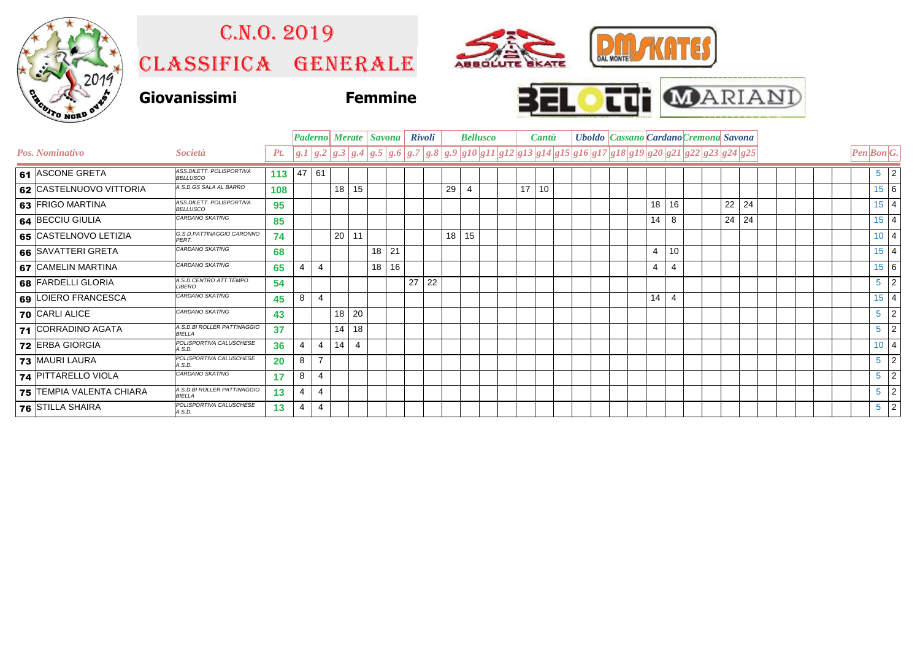# C.N.O. 2019

# Classifica Generale

**Giovanissimi** **Femmine**

| | | | | Paderno | | Merate | | Savona | | Rivoli | | | Bellusco | | | | Cantù | | | Uboldo | Cassano | Cardano | Cremona | Savona | | | | | | | | | | | |
|---|---|---|---|---|---|---|---|---|---|---|---|---|---|---|---|---|---|---|---|---|---|---|---|---|---|---|---|---|---|---|---|---|---|---|---|
| Pos. | Nominativo | Società | Pt. | g.1 | g.2 | g.3 | g.4 | g.5 | g.6 | g.7 | g.8 | g.9 | g10 | g11 | g12 | g13 | g14 | g15 | g16 | g17 | g18 | g19 | g20 | g21 | g22 | g23 | g24 | g25 | | | | | | Pen | Bon | G. |
| 61 | ASCONE GRETA | ASS.DILETT. POLISPORTIVA BELLUSCO | 113 | 47 | 61 | | | | | | | | | | | | | | | | | | | | | | | | | | | | | | 5 | 2 |
| 62 | CASTELNUOVO VITTORIA | A.S.D.GS SALA AL BARRO | 108 | | | 18 | 15 | | | | | 29 | 4 | | | 17 | 10 | | | | | | | | | | | | | | | | | | 15 | 6 |
| 63 | FRIGO MARTINA | ASS.DILETT. POLISPORTIVA BELLUSCO | 95 | | | | | | | | | | | | | | | | | | | | 18 | 16 | | | 22 | 24 | | | | | | | 15 | 4 |
| 64 | BECCIU GIULIA | CARDANO SKATING | 85 | | | | | | | | | | | | | | | | | | | | 14 | 8 | | | 24 | 24 | | | | | | | 15 | 4 |
| 65 | CASTELNOVO LETIZIA | G.S.D.PATTINAGGIO CARONNO PERT. | 74 | | | 20 | 11 | | | | | 18 | 15 | | | | | | | | | | | | | | | | | | | | | | 10 | 4 |
| 66 | SAVATTERI GRETA | CARDANO SKATING | 68 | | | | | 18 | 21 | | | | | | | | | | | | | | 4 | 10 | | | | | | | | | | | 15 | 4 |
| 67 | CAMELIN MARTINA | CARDANO SKATING | 65 | 4 | 4 | | | 18 | 16 | | | | | | | | | | | | | | 4 | 4 | | | | | | | | | | | 15 | 6 |
| 68 | FARDELLI GLORIA | A.S.D.CENTRO ATT.TEMPO LIBERO | 54 | | | | | | | 27 | 22 | | | | | | | | | | | | | | | | | | | | | | | | 5 | 2 |
| 69 | LOIERO FRANCESCA | CARDANO SKATING | 45 | 8 | 4 | | | | | | | | | | | | | | | | | | 14 | 4 | | | | | | | | | | | 15 | 4 |
| 70 | CARLI ALICE | CARDANO SKATING | 43 | | | 18 | 20 | | | | | | | | | | | | | | | | | | | | | | | | | | | | 5 | 2 |
| 71 | CORRADINO AGATA | A.S.D.BI ROLLER PATTINAGGIO BIELLA | 37 | | | 14 | 18 | | | | | | | | | | | | | | | | | | | | | | | | | | | | 5 | 2 |
| 72 | ERBA GIORGIA | POLISPORTIVA CALUSCHESE A.S.D. | 36 | 4 | 4 | 14 | 4 | | | | | | | | | | | | | | | | | | | | | | | | | | | | 10 | 4 |
| 73 | MAURI LAURA | POLISPORTIVA CALUSCHESE A.S.D. | 20 | 8 | 7 | | | | | | | | | | | | | | | | | | | | | | | | | | | | | | 5 | 2 |
| 74 | PITTARELLO VIOLA | CARDANO SKATING | 17 | 8 | 4 | | | | | | | | | | | | | | | | | | | | | | | | | | | | | | 5 | 2 |
| 75 | TEMPIA VALENTA CHIARA | A.S.D.BI ROLLER PATTINAGGIO BIELLA | 13 | 4 | 4 | | | | | | | | | | | | | | | | | | | | | | | | | | | | | | 5 | 2 |
| 76 | STILLA SHAIRA | POLISPORTIVA CALUSCHESE A.S.D. | 13 | 4 | 4 | | | | | | | | | | | | | | | | | | | | | | | | | | | | | | 5 | 2 |